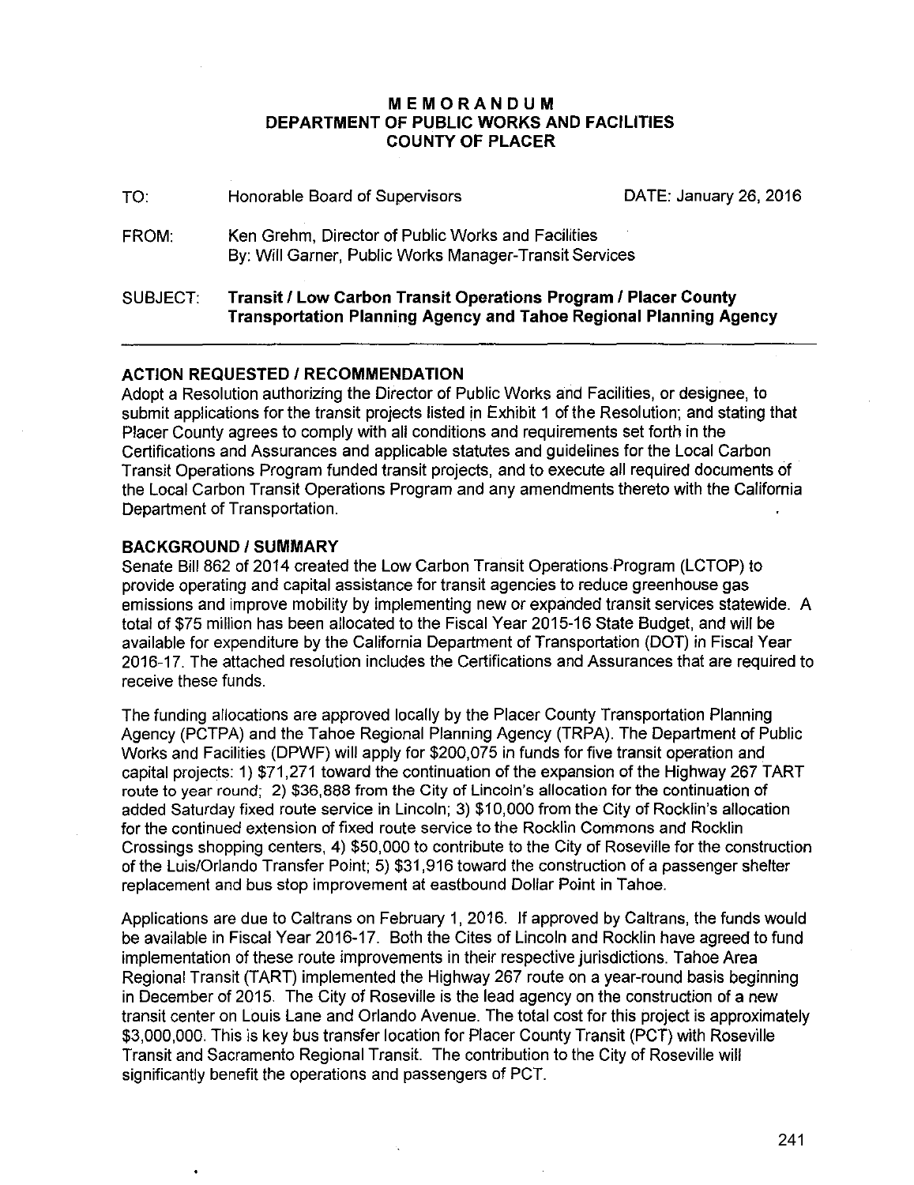# MEMORANDUM
## DEPARTMENT OF PUBLIC WORKS AND FACILITIES
## COUNTY OF PLACER

TO: Honorable Board of Supervisors  DATE: January 26, 2016

FROM: Ken Grehm, Director of Public Works and Facilities
By: Will Garner, Public Works Manager-Transit Services

SUBJECT: **Transit / Low Carbon Transit Operations Program / Placer County Transportation Planning Agency and Tahoe Regional Planning Agency**

---

### ACTION REQUESTED / RECOMMENDATION

Adopt a Resolution authorizing the Director of Public Works and Facilities, or designee, to submit applications for the transit projects listed in Exhibit 1 of the Resolution; and stating that Placer County agrees to comply with all conditions and requirements set forth in the Certifications and Assurances and applicable statutes and guidelines for the Local Carbon Transit Operations Program funded transit projects, and to execute all required documents of the Local Carbon Transit Operations Program and any amendments thereto with the California Department of Transportation.

### BACKGROUND / SUMMARY

Senate Bill 862 of 2014 created the Low Carbon Transit Operations Program (LCTOP) to provide operating and capital assistance for transit agencies to reduce greenhouse gas emissions and improve mobility by implementing new or expanded transit services statewide. A total of $75 million has been allocated to the Fiscal Year 2015-16 State Budget, and will be available for expenditure by the California Department of Transportation (DOT) in Fiscal Year 2016-17. The attached resolution includes the Certifications and Assurances that are required to receive these funds.

The funding allocations are approved locally by the Placer County Transportation Planning Agency (PCTPA) and the Tahoe Regional Planning Agency (TRPA). The Department of Public Works and Facilities (DPWF) will apply for $200,075 in funds for five transit operation and capital projects: 1) $71,271 toward the continuation of the expansion of the Highway 267 TART route to year round; 2) $36,888 from the City of Lincoln's allocation for the continuation of added Saturday fixed route service in Lincoln; 3) $10,000 from the City of Rocklin's allocation for the continued extension of fixed route service to the Rocklin Commons and Rocklin Crossings shopping centers, 4) $50,000 to contribute to the City of Roseville for the construction of the Luis/Orlando Transfer Point; 5) $31,916 toward the construction of a passenger shelter replacement and bus stop improvement at eastbound Dollar Point in Tahoe.

Applications are due to Caltrans on February 1, 2016. If approved by Caltrans, the funds would be available in Fiscal Year 2016-17. Both the Cites of Lincoln and Rocklin have agreed to fund implementation of these route improvements in their respective jurisdictions. Tahoe Area Regional Transit (TART) implemented the Highway 267 route on a year-round basis beginning in December of 2015. The City of Roseville is the lead agency on the construction of a new transit center on Louis Lane and Orlando Avenue. The total cost for this project is approximately $3,000,000. This is key bus transfer location for Placer County Transit (PCT) with Roseville Transit and Sacramento Regional Transit. The contribution to the City of Roseville will significantly benefit the operations and passengers of PCT.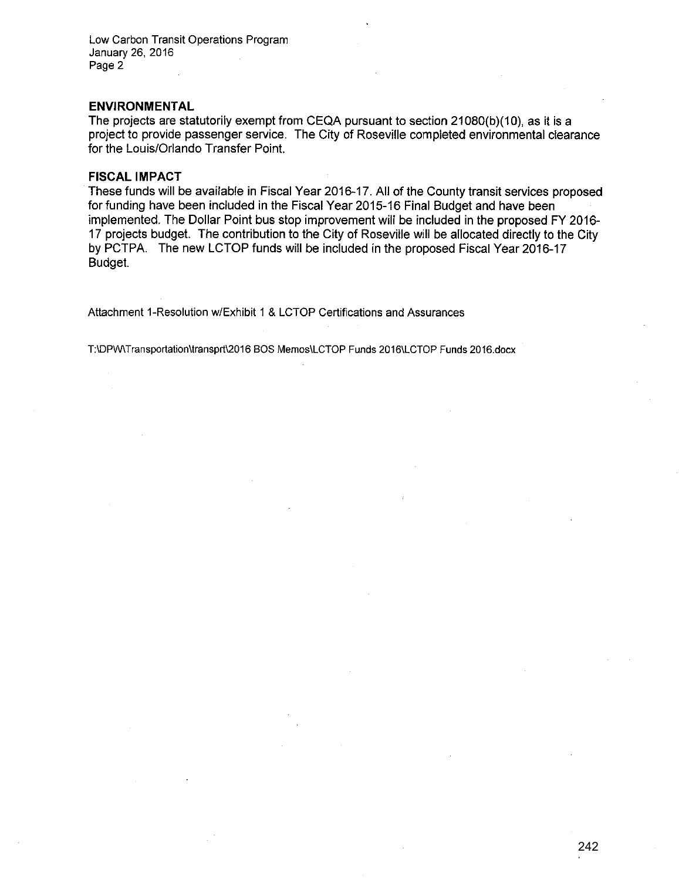## ENVIRONMENTAL

The projects are statutorily exempt from CEQA pursuant to section 21080(b)(10), as it is a project to provide passenger service. The City of Roseville completed environmental clearance for the Louis/Orlando Transfer Point.

## FISCAL IMPACT

These funds will be available in Fiscal Year 2016-17. All of the County transit services proposed for funding have been included in the Fiscal Year 2015-16 Final Budget and have been implemented. The Dollar Point bus stop improvement will be included in the proposed FY 2016-17 projects budget. The contribution to the City of Roseville will be allocated directly to the City by PCTPA. The new LCTOP funds will be included in the proposed Fiscal Year 2016-17 Budget.

Attachment 1-Resolution w/Exhibit 1 & LCTOP Certifications and Assurances

T:\DPW\Transportation\transprt\2016 BOS Memos\LCTOP Funds 2016\LCTOP Funds 2016.docx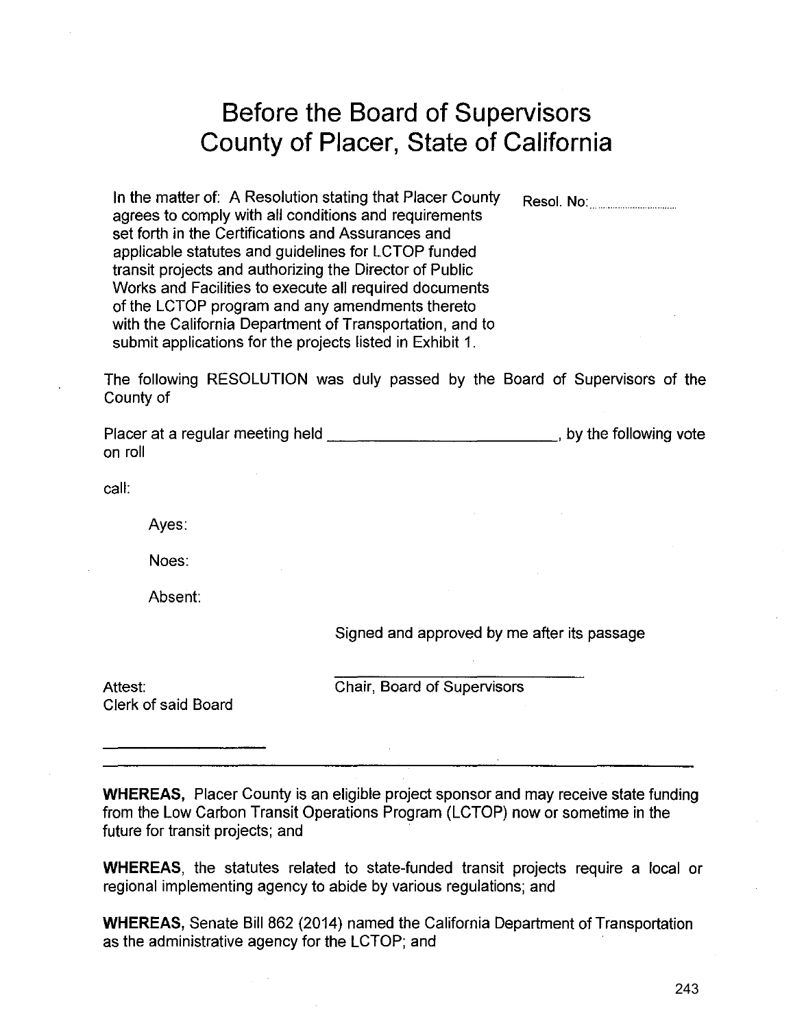# Before the Board of Supervisors County of Placer, State of California

In the matter of: A Resolution stating that Placer County agrees to comply with all conditions and requirements set forth in the Certifications and Assurances and applicable statutes and guidelines for LCTOP funded transit projects and authorizing the Director of Public Works and Facilities to execute all required documents of the LCTOP program and any amendments thereto with the California Department of Transportation, and to submit applications for the projects listed in Exhibit 1.

Resol. No: ..............................

The following RESOLUTION was duly passed by the Board of Supervisors of the County of

Placer at a regular meeting held _________________________, by the following vote on roll

call:

Ayes:

Noes:

Absent:

Signed and approved by me after its passage

_____________________________

Attest:
Clerk of said Board

Chair, Board of Supervisors

_____________________

---

**WHEREAS,** Placer County is an eligible project sponsor and may receive state funding from the Low Carbon Transit Operations Program (LCTOP) now or sometime in the future for transit projects; and

**WHEREAS**, the statutes related to state-funded transit projects require a local or regional implementing agency to abide by various regulations; and

**WHEREAS,** Senate Bill 862 (2014) named the California Department of Transportation as the administrative agency for the LCTOP; and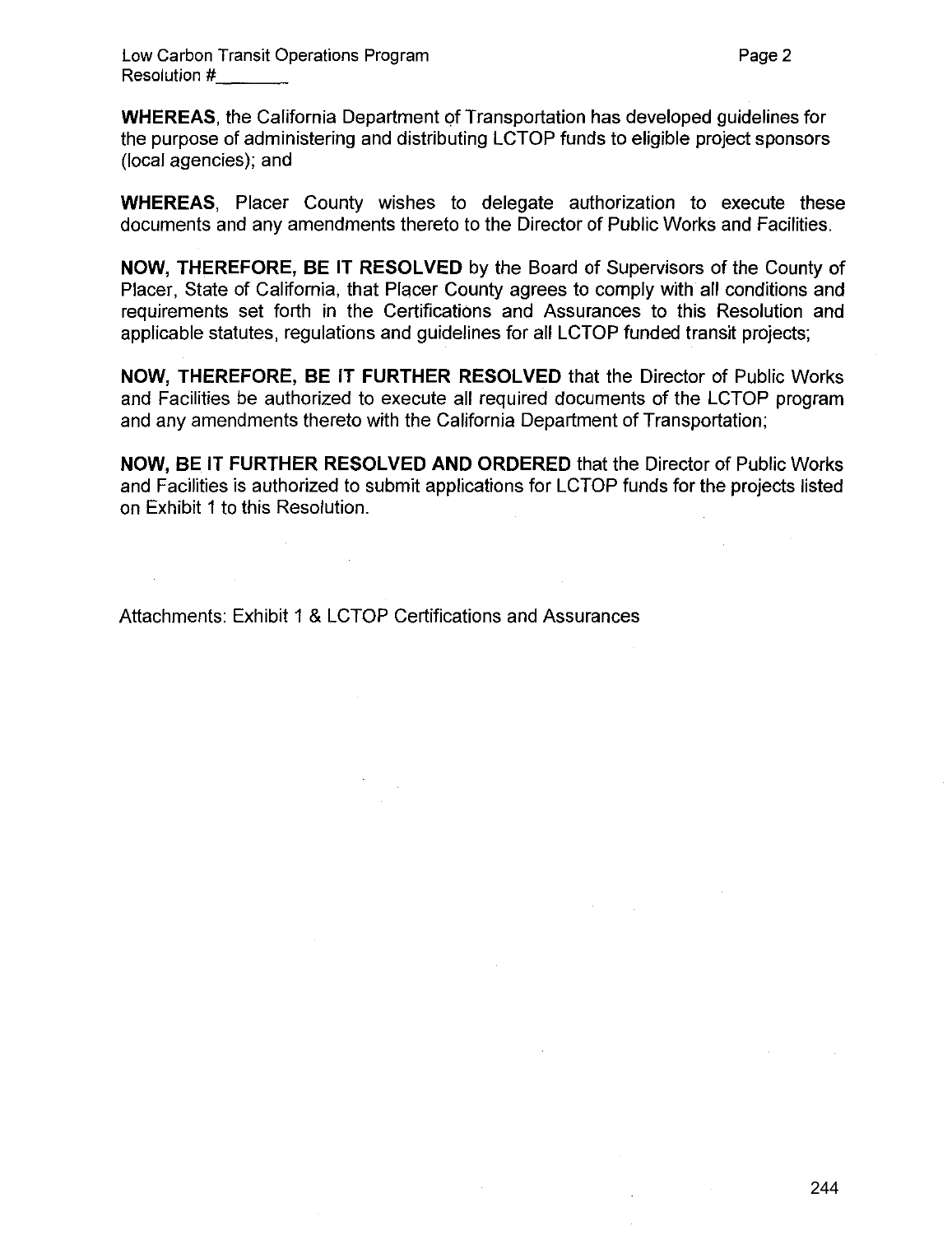**WHEREAS**, the California Department of Transportation has developed guidelines for the purpose of administering and distributing LCTOP funds to eligible project sponsors (local agencies); and

**WHEREAS**, Placer County wishes to delegate authorization to execute these documents and any amendments thereto to the Director of Public Works and Facilities.

**NOW, THEREFORE, BE IT RESOLVED** by the Board of Supervisors of the County of Placer, State of California, that Placer County agrees to comply with all conditions and requirements set forth in the Certifications and Assurances to this Resolution and applicable statutes, regulations and guidelines for all LCTOP funded transit projects;

**NOW, THEREFORE, BE IT FURTHER RESOLVED** that the Director of Public Works and Facilities be authorized to execute all required documents of the LCTOP program and any amendments thereto with the California Department of Transportation;

**NOW, BE IT FURTHER RESOLVED AND ORDERED** that the Director of Public Works and Facilities is authorized to submit applications for LCTOP funds for the projects listed on Exhibit 1 to this Resolution.

Attachments: Exhibit 1 & LCTOP Certifications and Assurances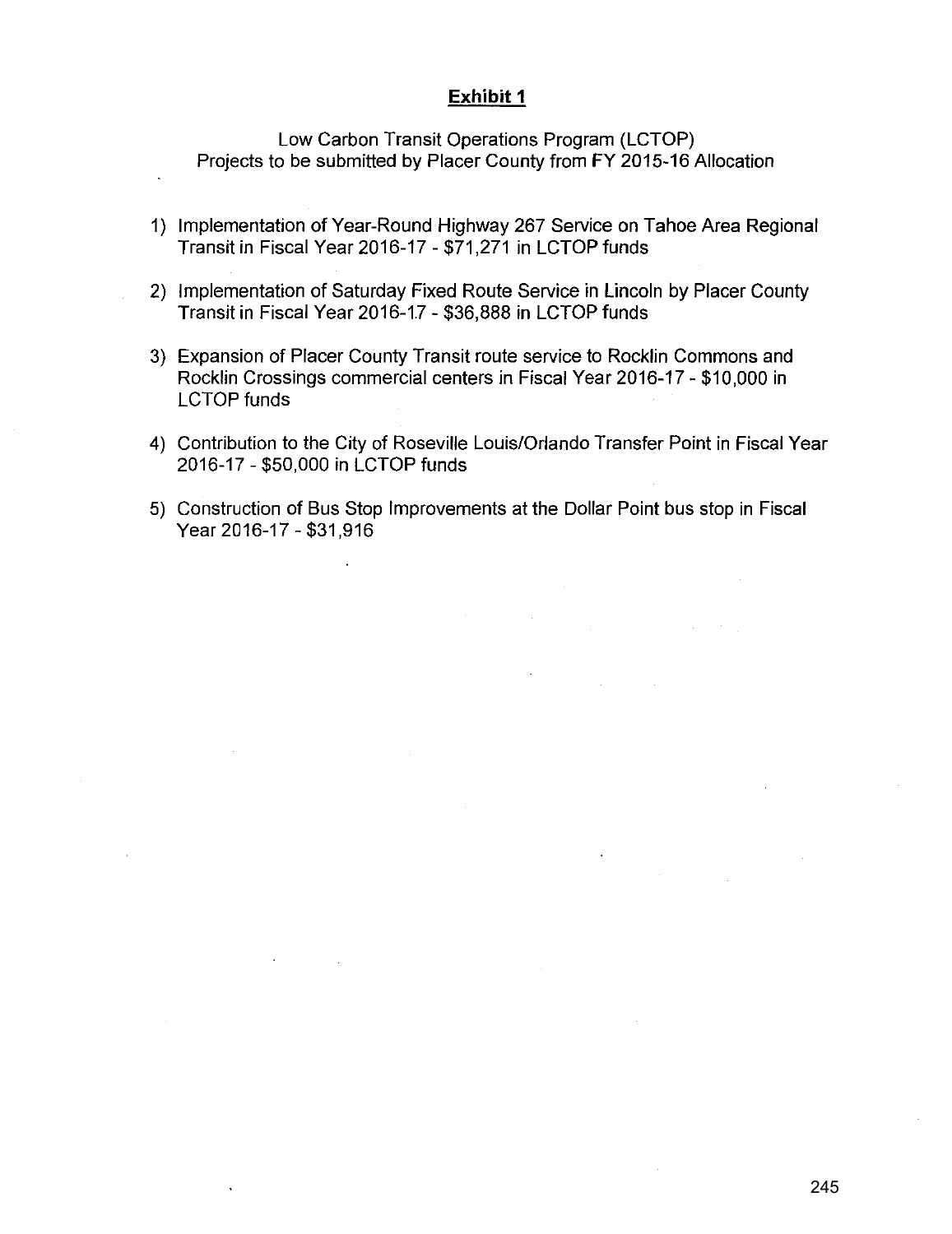**Exhibit 1**

Low Carbon Transit Operations Program (LCTOP)
Projects to be submitted by Placer County from FY 2015-16 Allocation

1) Implementation of Year-Round Highway 267 Service on Tahoe Area Regional Transit in Fiscal Year 2016-17 - $71,271 in LCTOP funds

2) Implementation of Saturday Fixed Route Service in Lincoln by Placer County Transit in Fiscal Year 2016-17 - $36,888 in LCTOP funds

3) Expansion of Placer County Transit route service to Rocklin Commons and Rocklin Crossings commercial centers in Fiscal Year 2016-17 - $10,000 in LCTOP funds

4) Contribution to the City of Roseville Louis/Orlando Transfer Point in Fiscal Year 2016-17 - $50,000 in LCTOP funds

5) Construction of Bus Stop Improvements at the Dollar Point bus stop in Fiscal Year 2016-17 - $31,916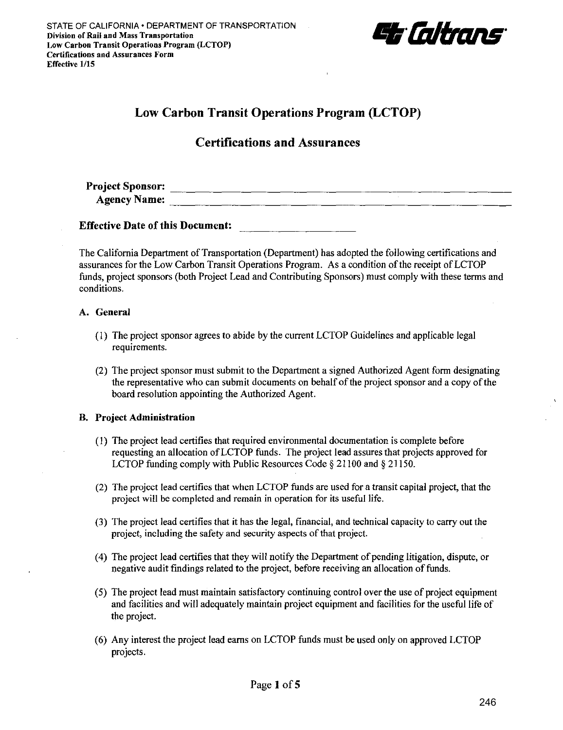STATE OF CALIFORNIA • DEPARTMENT OF TRANSPORTATION
**Division of Rail and Mass Transportation**
**Low Carbon Transit Operations Program (LCTOP)**
**Certifications and Assurances Form**
**Effective 1/15**

# Low Carbon Transit Operations Program (LCTOP)

## Certifications and Assurances

**Project Sponsor:** ______________________________
**Agency Name:** ______________________________

**Effective Date of this Document:** ________________

The California Department of Transportation (Department) has adopted the following certifications and assurances for the Low Carbon Transit Operations Program. As a condition of the receipt of LCTOP funds, project sponsors (both Project Lead and Contributing Sponsors) must comply with these terms and conditions.

### A. General

(1) The project sponsor agrees to abide by the current LCTOP Guidelines and applicable legal requirements.

(2) The project sponsor must submit to the Department a signed Authorized Agent form designating the representative who can submit documents on behalf of the project sponsor and a copy of the board resolution appointing the Authorized Agent.

### B. Project Administration

(1) The project lead certifies that required environmental documentation is complete before requesting an allocation of LCTOP funds. The project lead assures that projects approved for LCTOP funding comply with Public Resources Code § 21100 and § 21150.

(2) The project lead certifies that when LCTOP funds are used for a transit capital project, that the project will be completed and remain in operation for its useful life.

(3) The project lead certifies that it has the legal, financial, and technical capacity to carry out the project, including the safety and security aspects of that project.

(4) The project lead certifies that they will notify the Department of pending litigation, dispute, or negative audit findings related to the project, before receiving an allocation of funds.

(5) The project lead must maintain satisfactory continuing control over the use of project equipment and facilities and will adequately maintain project equipment and facilities for the useful life of the project.

(6) Any interest the project lead earns on LCTOP funds must be used only on approved LCTOP projects.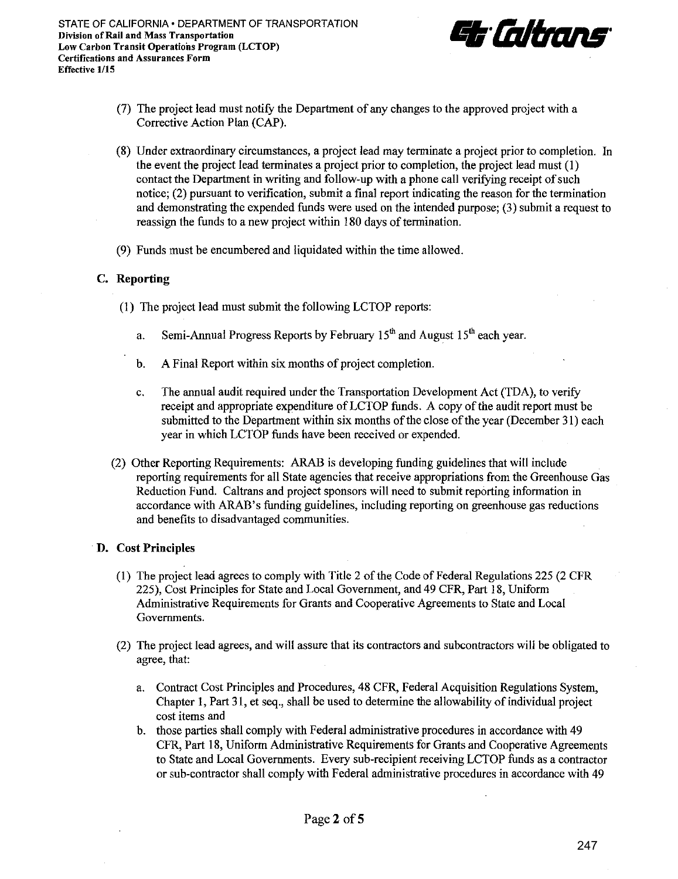(7) The project lead must notify the Department of any changes to the approved project with a Corrective Action Plan (CAP).

(8) Under extraordinary circumstances, a project lead may terminate a project prior to completion. In the event the project lead terminates a project prior to completion, the project lead must (1) contact the Department in writing and follow-up with a phone call verifying receipt of such notice; (2) pursuant to verification, submit a final report indicating the reason for the termination and demonstrating the expended funds were used on the intended purpose; (3) submit a request to reassign the funds to a new project within 180 days of termination.

(9) Funds must be encumbered and liquidated within the time allowed.

## C. Reporting

(1) The project lead must submit the following LCTOP reports:

a. Semi-Annual Progress Reports by February 15th and August 15th each year.

b. A Final Report within six months of project completion.

c. The annual audit required under the Transportation Development Act (TDA), to verify receipt and appropriate expenditure of LCTOP funds. A copy of the audit report must be submitted to the Department within six months of the close of the year (December 31) each year in which LCTOP funds have been received or expended.

(2) Other Reporting Requirements: ARAB is developing funding guidelines that will include reporting requirements for all State agencies that receive appropriations from the Greenhouse Gas Reduction Fund. Caltrans and project sponsors will need to submit reporting information in accordance with ARAB's funding guidelines, including reporting on greenhouse gas reductions and benefits to disadvantaged communities.

## D. Cost Principles

(1) The project lead agrees to comply with Title 2 of the Code of Federal Regulations 225 (2 CFR 225), Cost Principles for State and Local Government, and 49 CFR, Part 18, Uniform Administrative Requirements for Grants and Cooperative Agreements to State and Local Governments.

(2) The project lead agrees, and will assure that its contractors and subcontractors will be obligated to agree, that:

a. Contract Cost Principles and Procedures, 48 CFR, Federal Acquisition Regulations System, Chapter 1, Part 31, et seq., shall be used to determine the allowability of individual project cost items and

b. those parties shall comply with Federal administrative procedures in accordance with 49 CFR, Part 18, Uniform Administrative Requirements for Grants and Cooperative Agreements to State and Local Governments. Every sub-recipient receiving LCTOP funds as a contractor or sub-contractor shall comply with Federal administrative procedures in accordance with 49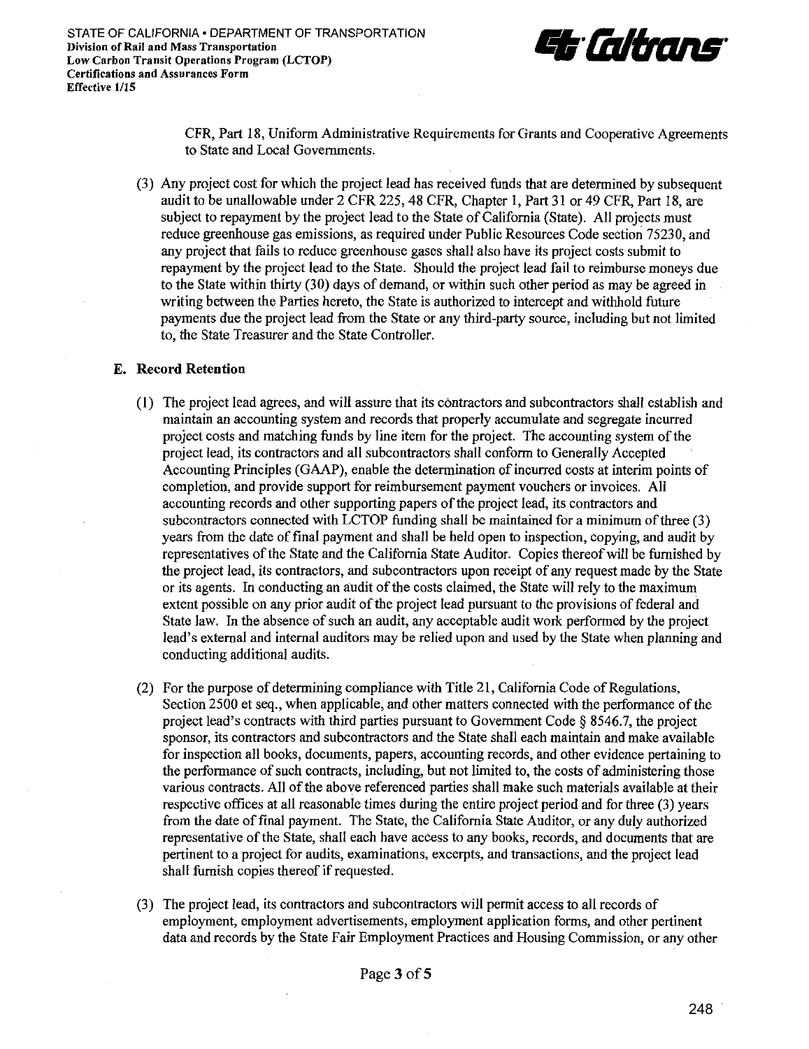CFR, Part 18, Uniform Administrative Requirements for Grants and Cooperative Agreements to State and Local Governments.

(3) Any project cost for which the project lead has received funds that are determined by subsequent audit to be unallowable under 2 CFR 225, 48 CFR, Chapter 1, Part 31 or 49 CFR, Part 18, are subject to repayment by the project lead to the State of California (State). All projects must reduce greenhouse gas emissions, as required under Public Resources Code section 75230, and any project that fails to reduce greenhouse gases shall also have its project costs submit to repayment by the project lead to the State. Should the project lead fail to reimburse moneys due to the State within thirty (30) days of demand, or within such other period as may be agreed in writing between the Parties hereto, the State is authorized to intercept and withhold future payments due the project lead from the State or any third-party source, including but not limited to, the State Treasurer and the State Controller.

### E. Record Retention

(1) The project lead agrees, and will assure that its contractors and subcontractors shall establish and maintain an accounting system and records that properly accumulate and segregate incurred project costs and matching funds by line item for the project. The accounting system of the project lead, its contractors and all subcontractors shall conform to Generally Accepted Accounting Principles (GAAP), enable the determination of incurred costs at interim points of completion, and provide support for reimbursement payment vouchers or invoices. All accounting records and other supporting papers of the project lead, its contractors and subcontractors connected with LCTOP funding shall be maintained for a minimum of three (3) years from the date of final payment and shall be held open to inspection, copying, and audit by representatives of the State and the California State Auditor. Copies thereof will be furnished by the project lead, its contractors, and subcontractors upon receipt of any request made by the State or its agents. In conducting an audit of the costs claimed, the State will rely to the maximum extent possible on any prior audit of the project lead pursuant to the provisions of federal and State law. In the absence of such an audit, any acceptable audit work performed by the project lead's external and internal auditors may be relied upon and used by the State when planning and conducting additional audits.

(2) For the purpose of determining compliance with Title 21, California Code of Regulations, Section 2500 et seq., when applicable, and other matters connected with the performance of the project lead's contracts with third parties pursuant to Government Code § 8546.7, the project sponsor, its contractors and subcontractors and the State shall each maintain and make available for inspection all books, documents, papers, accounting records, and other evidence pertaining to the performance of such contracts, including, but not limited to, the costs of administering those various contracts. All of the above referenced parties shall make such materials available at their respective offices at all reasonable times during the entire project period and for three (3) years from the date of final payment. The State, the California State Auditor, or any duly authorized representative of the State, shall each have access to any books, records, and documents that are pertinent to a project for audits, examinations, excerpts, and transactions, and the project lead shall furnish copies thereof if requested.

(3) The project lead, its contractors and subcontractors will permit access to all records of employment, employment advertisements, employment application forms, and other pertinent data and records by the State Fair Employment Practices and Housing Commission, or any other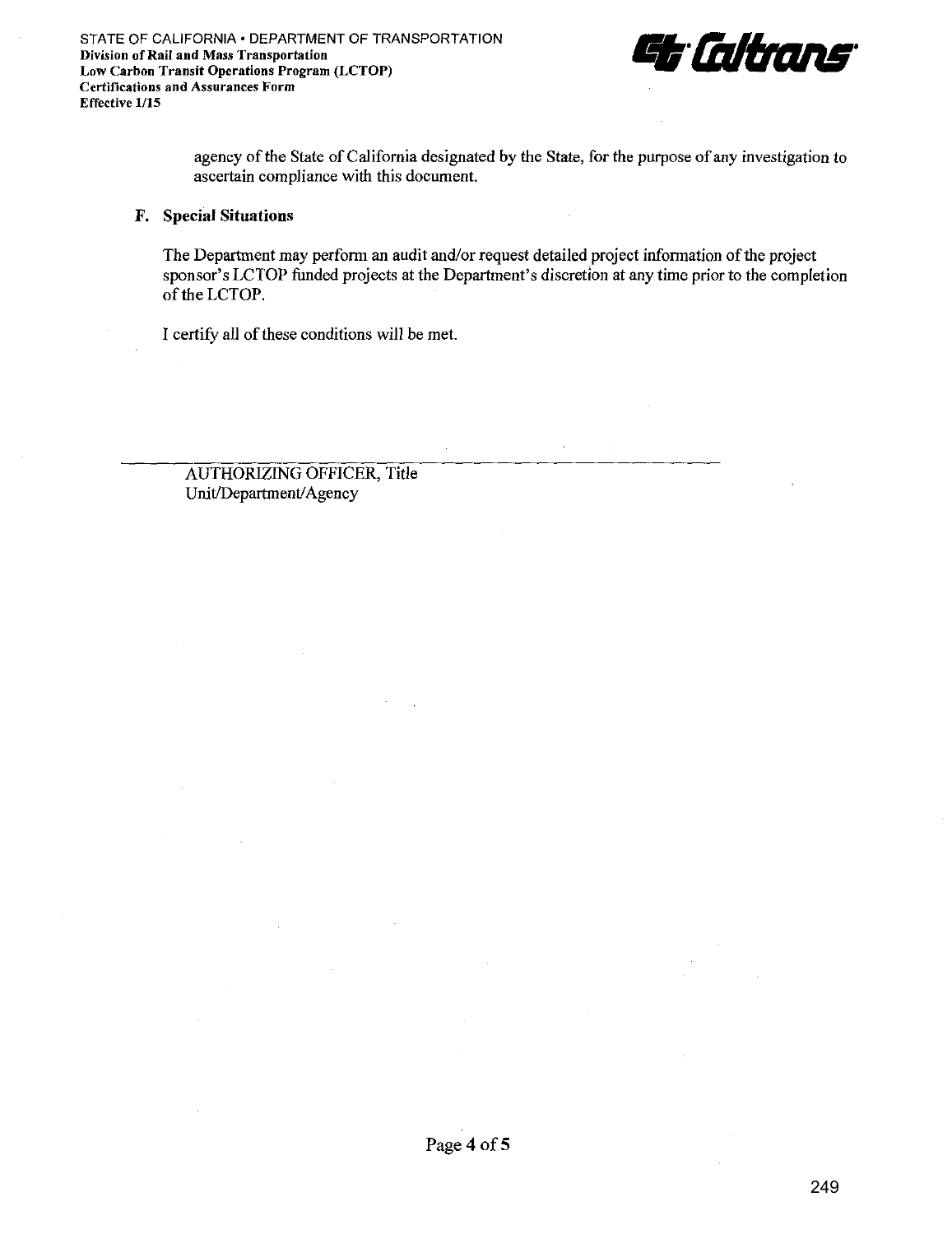agency of the State of California designated by the State, for the purpose of any investigation to ascertain compliance with this document.

**F. Special Situations**

The Department may perform an audit and/or request detailed project information of the project sponsor's LCTOP funded projects at the Department's discretion at any time prior to the completion of the LCTOP.

I certify all of these conditions will be met.

---

AUTHORIZING OFFICER, Title
Unit/Department/Agency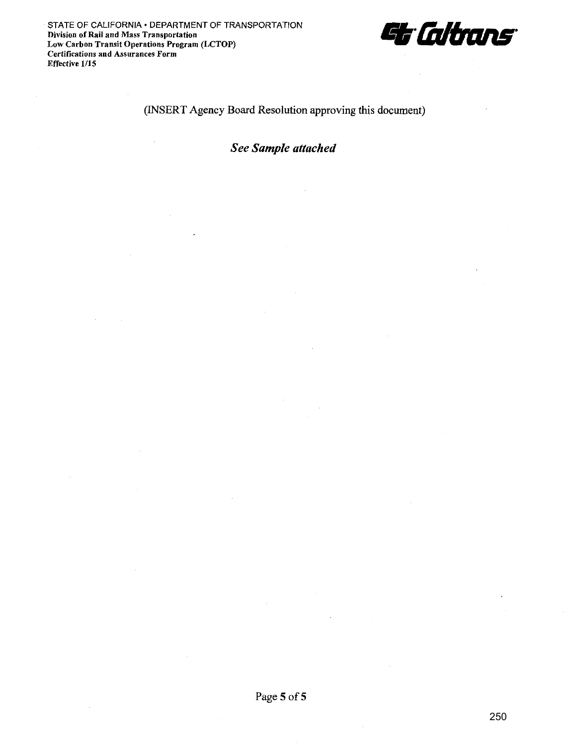(INSERT Agency Board Resolution approving this document)

***See Sample attached***